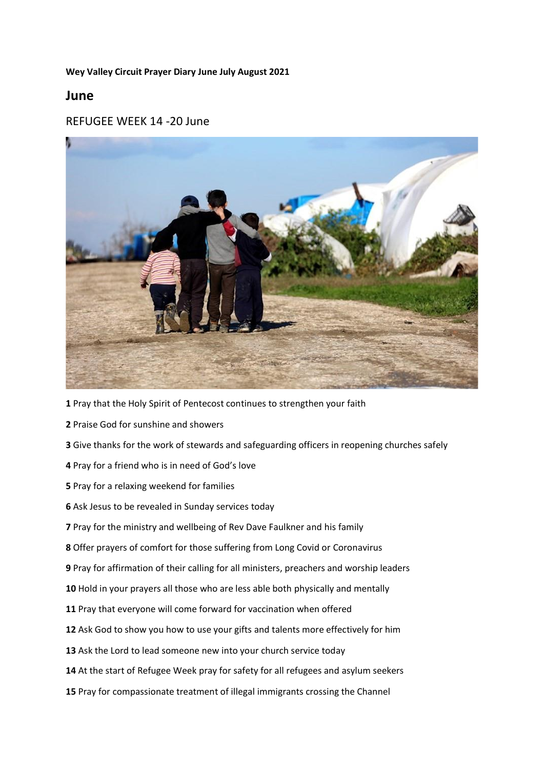**Wey Valley Circuit Prayer Diary June July August 2021**

# June

## REFUGEE WEEK 14 -20 June

**1** Pray that the Holy Spirit of Pentecost continues to strengthen your faith

**2** Praise God for sunshine and showers

**3** Give thanks for the work of stewards and safeguarding officers in reopening churches safely

**4** Pray for a friend who is in need of God's love

**5** Pray for a relaxing weekend for families

**6** Ask Jesus to be revealed in Sunday services today

**7** Pray for the ministry and wellbeing of Rev Dave Faulkner and his family

**8** Offer prayers of comfort for those suffering from Long Covid or Coronavirus

**9** Pray for affirmation of their calling for all ministers, preachers and worship leaders

**10** Hold in your prayers all those who are less able both physically and mentally

**11** Pray that everyone will come forward for vaccination when offered

**12** Ask God to show you how to use your gifts and talents more effectively for him

**13** Ask the Lord to lead someone new into your church service today

**14** At the start of Refugee Week pray for safety for all refugees and asylum seekers

**15** Pray for compassionate treatment of illegal immigrants crossing the Channel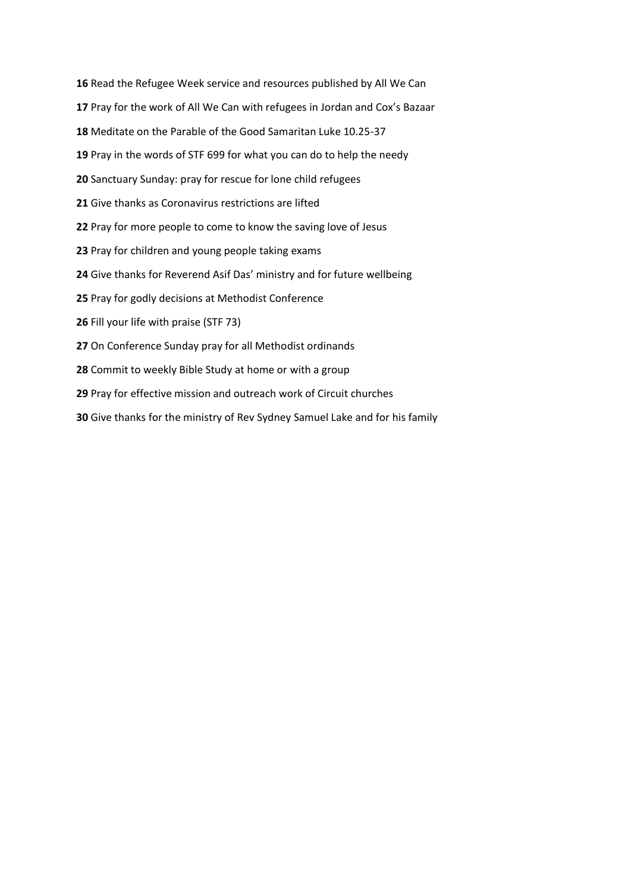**16** Read the Refugee Week service and resources published by All We Can

**17** Pray for the work of All We Can with refugees in Jordan and Cox's Bazaar

**18** Meditate on the Parable of the Good Samaritan Luke 10.25-37

**19** Pray in the words of STF 699 for what you can do to help the needy

**20** Sanctuary Sunday: pray for rescue for lone child refugees

**21** Give thanks as Coronavirus restrictions are lifted

**22** Pray for more people to come to know the saving love of Jesus

**23** Pray for children and young people taking exams

**24** Give thanks for Reverend Asif Das' ministry and for future wellbeing

**25** Pray for godly decisions at Methodist Conference

**26** Fill your life with praise (STF 73)

**27** On Conference Sunday pray for all Methodist ordinands

**28** Commit to weekly Bible Study at home or with a group

**29** Pray for effective mission and outreach work of Circuit churches

**30** Give thanks for the ministry of Rev Sydney Samuel Lake and for his family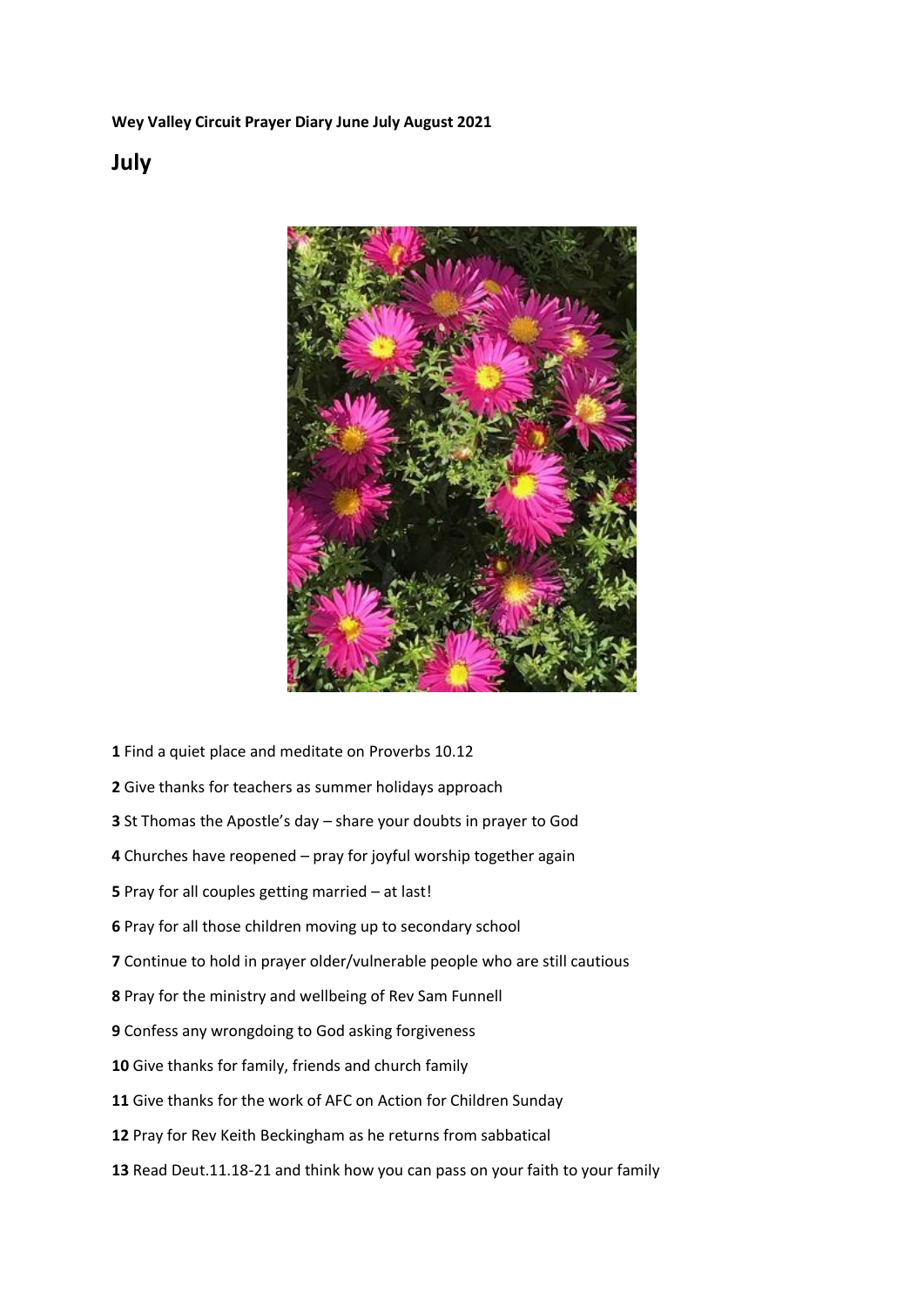**Wey Valley Circuit Prayer Diary June July August 2021**

# July

**1** Find a quiet place and meditate on Proverbs 10.12

**2** Give thanks for teachers as summer holidays approach

**3** St Thomas the Apostle's day – share your doubts in prayer to God

**4** Churches have reopened – pray for joyful worship together again

**5** Pray for all couples getting married – at last!

**6** Pray for all those children moving up to secondary school

**7** Continue to hold in prayer older/vulnerable people who are still cautious

**8** Pray for the ministry and wellbeing of Rev Sam Funnell

**9** Confess any wrongdoing to God asking forgiveness

**10** Give thanks for family, friends and church family

**11** Give thanks for the work of AFC on Action for Children Sunday

**12** Pray for Rev Keith Beckingham as he returns from sabbatical

**13** Read Deut.11.18-21 and think how you can pass on your faith to your family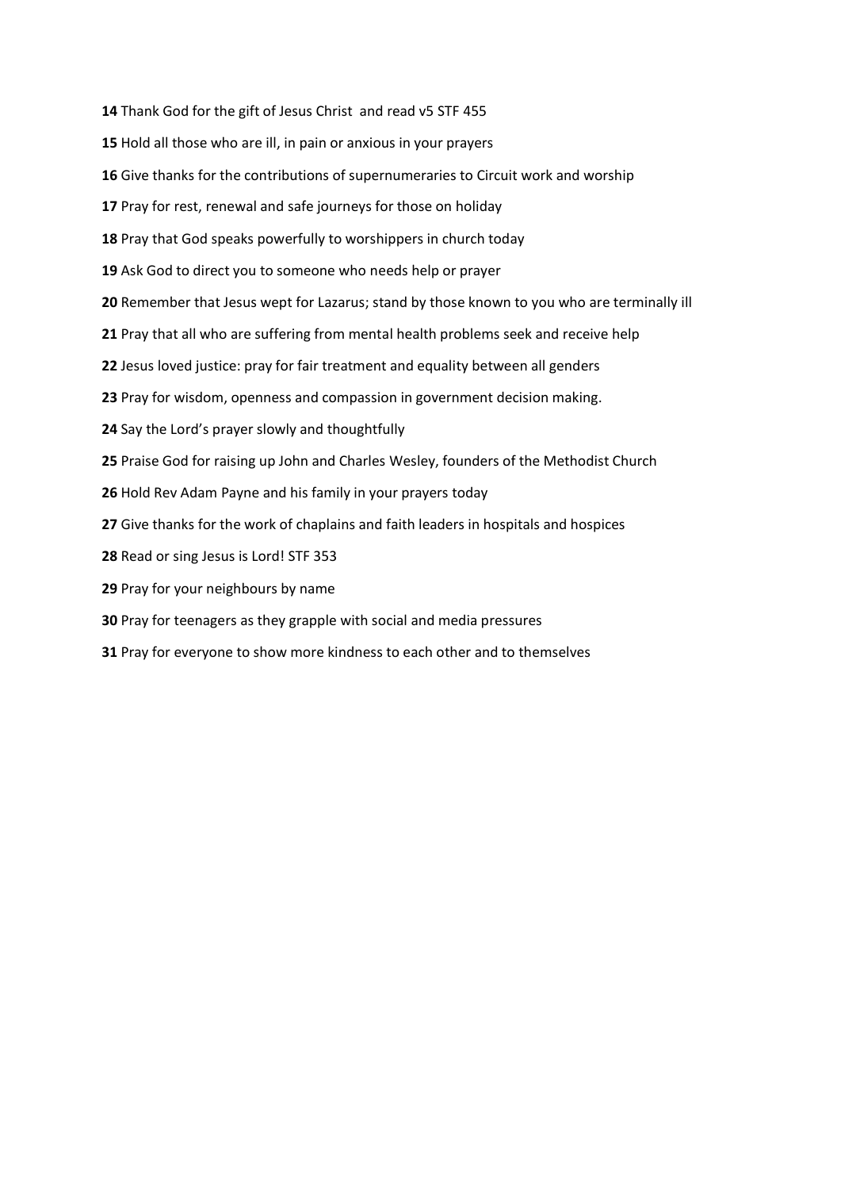**14** Thank God for the gift of Jesus Christ and read v5 STF 455

**15** Hold all those who are ill, in pain or anxious in your prayers

**16** Give thanks for the contributions of supernumeraries to Circuit work and worship

**17** Pray for rest, renewal and safe journeys for those on holiday

**18** Pray that God speaks powerfully to worshippers in church today

**19** Ask God to direct you to someone who needs help or prayer

**20** Remember that Jesus wept for Lazarus; stand by those known to you who are terminally ill

**21** Pray that all who are suffering from mental health problems seek and receive help

**22** Jesus loved justice: pray for fair treatment and equality between all genders

**23** Pray for wisdom, openness and compassion in government decision making.

**24** Say the Lord's prayer slowly and thoughtfully

**25** Praise God for raising up John and Charles Wesley, founders of the Methodist Church

**26** Hold Rev Adam Payne and his family in your prayers today

**27** Give thanks for the work of chaplains and faith leaders in hospitals and hospices

**28** Read or sing Jesus is Lord! STF 353

**29** Pray for your neighbours by name

**30** Pray for teenagers as they grapple with social and media pressures

**31** Pray for everyone to show more kindness to each other and to themselves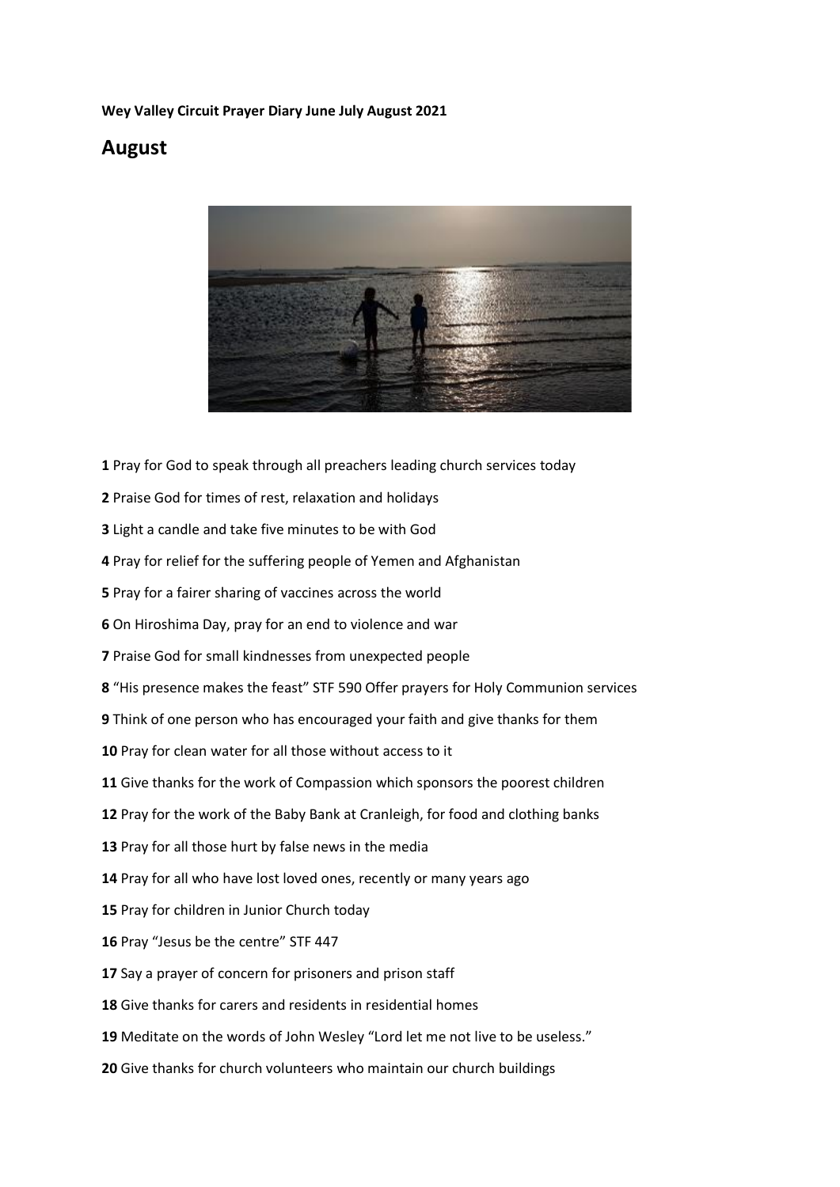**Wey Valley Circuit Prayer Diary June July August 2021**

## August

**1** Pray for God to speak through all preachers leading church services today

**2** Praise God for times of rest, relaxation and holidays

**3** Light a candle and take five minutes to be with God

**4** Pray for relief for the suffering people of Yemen and Afghanistan

**5** Pray for a fairer sharing of vaccines across the world

**6** On Hiroshima Day, pray for an end to violence and war

**7** Praise God for small kindnesses from unexpected people

**8** "His presence makes the feast" STF 590 Offer prayers for Holy Communion services

**9** Think of one person who has encouraged your faith and give thanks for them

**10** Pray for clean water for all those without access to it

**11** Give thanks for the work of Compassion which sponsors the poorest children

**12** Pray for the work of the Baby Bank at Cranleigh, for food and clothing banks

**13** Pray for all those hurt by false news in the media

**14** Pray for all who have lost loved ones, recently or many years ago

**15** Pray for children in Junior Church today

**16** Pray "Jesus be the centre" STF 447

**17** Say a prayer of concern for prisoners and prison staff

**18** Give thanks for carers and residents in residential homes

**19** Meditate on the words of John Wesley "Lord let me not live to be useless."

**20** Give thanks for church volunteers who maintain our church buildings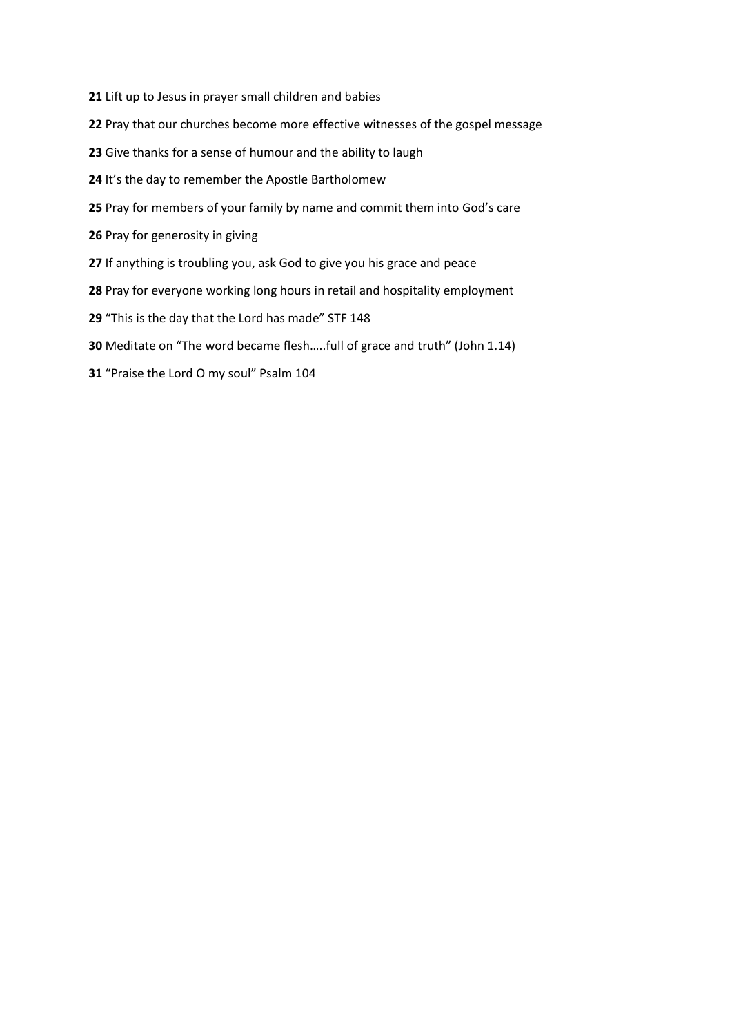**21** Lift up to Jesus in prayer small children and babies

**22** Pray that our churches become more effective witnesses of the gospel message

**23** Give thanks for a sense of humour and the ability to laugh

**24** It's the day to remember the Apostle Bartholomew

**25** Pray for members of your family by name and commit them into God's care

**26** Pray for generosity in giving

**27** If anything is troubling you, ask God to give you his grace and peace

**28** Pray for everyone working long hours in retail and hospitality employment

**29** "This is the day that the Lord has made" STF 148

**30** Meditate on "The word became flesh…..full of grace and truth" (John 1.14)

**31** "Praise the Lord O my soul" Psalm 104